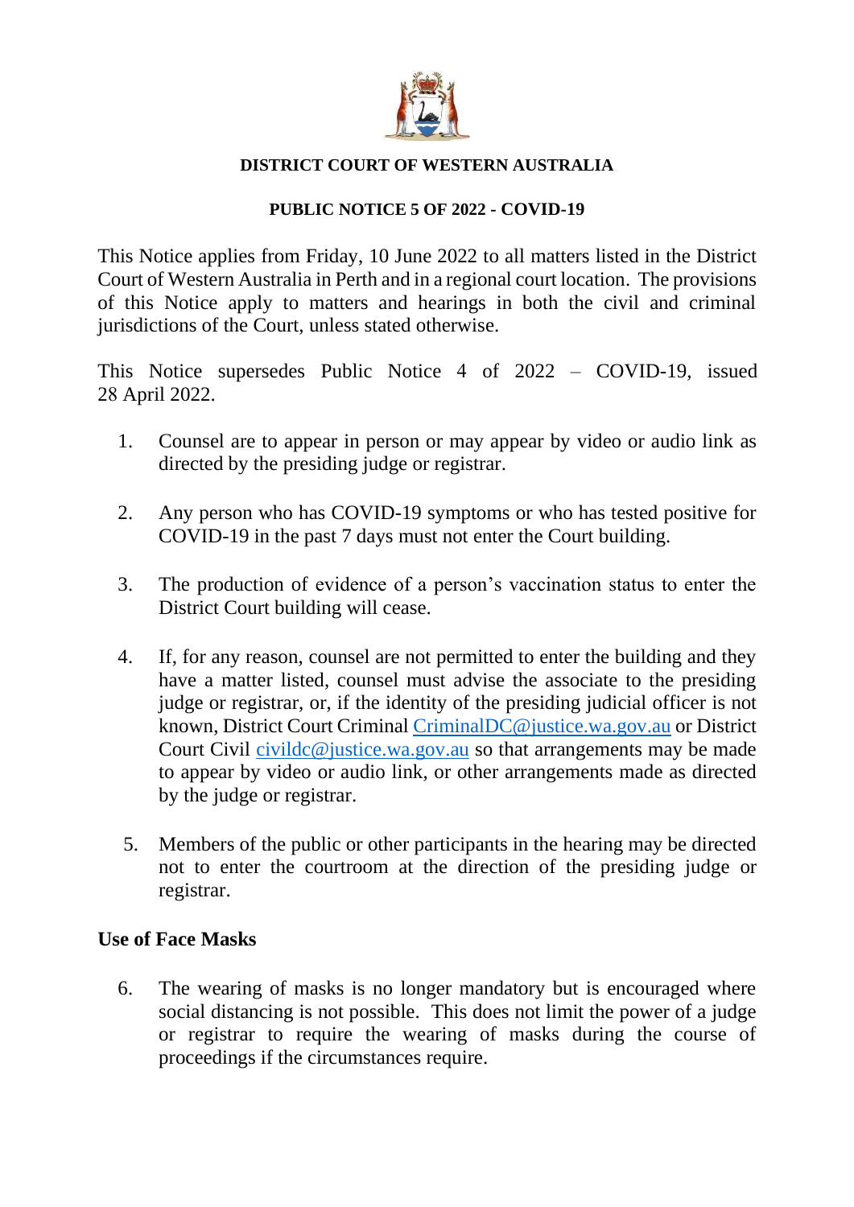**DISTRICT COURT OF WESTERN AUSTRALIA**

**PUBLIC NOTICE 5 OF 2022 - COVID-19**

This Notice applies from Friday, 10 June 2022 to all matters listed in the District Court of Western Australia in Perth and in a regional court location. The provisions of this Notice apply to matters and hearings in both the civil and criminal jurisdictions of the Court, unless stated otherwise.

This Notice supersedes Public Notice 4 of 2022 – COVID-19, issued 28 April 2022.

1. Counsel are to appear in person or may appear by video or audio link as directed by the presiding judge or registrar.

2. Any person who has COVID-19 symptoms or who has tested positive for COVID-19 in the past 7 days must not enter the Court building.

3. The production of evidence of a person's vaccination status to enter the District Court building will cease.

4. If, for any reason, counsel are not permitted to enter the building and they have a matter listed, counsel must advise the associate to the presiding judge or registrar, or, if the identity of the presiding judicial officer is not known, District Court Criminal CriminalDC@justice.wa.gov.au or District Court Civil civildc@justice.wa.gov.au so that arrangements may be made to appear by video or audio link, or other arrangements made as directed by the judge or registrar.

5. Members of the public or other participants in the hearing may be directed not to enter the courtroom at the direction of the presiding judge or registrar.

## Use of Face Masks

6. The wearing of masks is no longer mandatory but is encouraged where social distancing is not possible. This does not limit the power of a judge or registrar to require the wearing of masks during the course of proceedings if the circumstances require.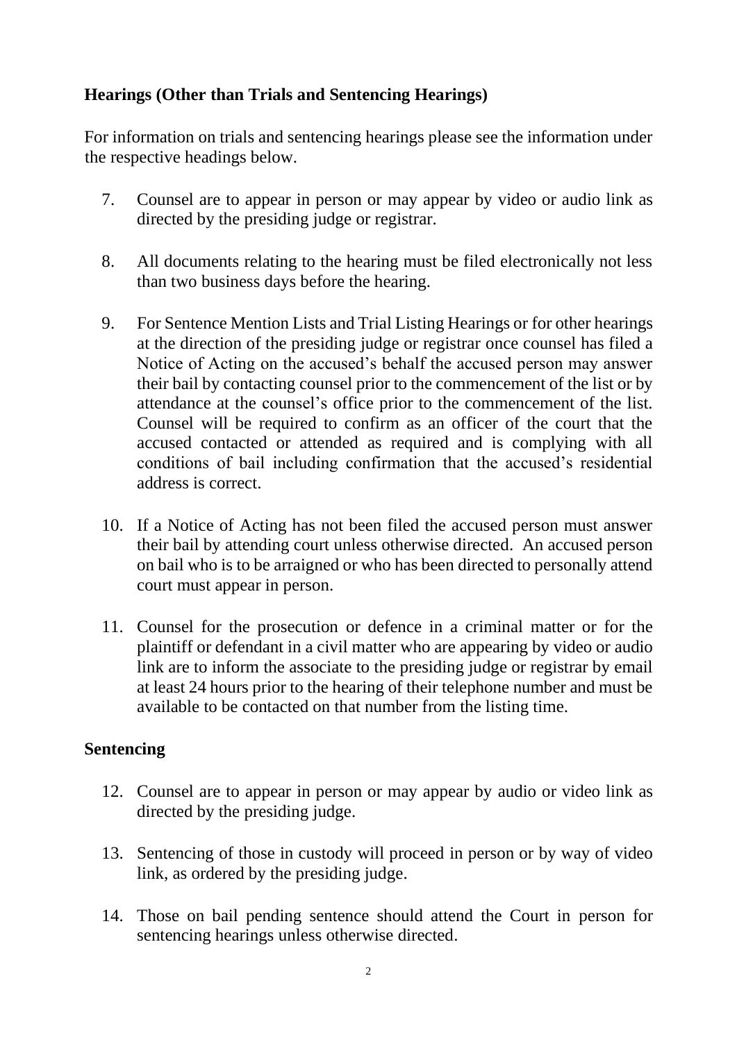## Hearings (Other than Trials and Sentencing Hearings)

For information on trials and sentencing hearings please see the information under the respective headings below.

7. Counsel are to appear in person or may appear by video or audio link as directed by the presiding judge or registrar.

8. All documents relating to the hearing must be filed electronically not less than two business days before the hearing.

9. For Sentence Mention Lists and Trial Listing Hearings or for other hearings at the direction of the presiding judge or registrar once counsel has filed a Notice of Acting on the accused's behalf the accused person may answer their bail by contacting counsel prior to the commencement of the list or by attendance at the counsel's office prior to the commencement of the list. Counsel will be required to confirm as an officer of the court that the accused contacted or attended as required and is complying with all conditions of bail including confirmation that the accused's residential address is correct.

10. If a Notice of Acting has not been filed the accused person must answer their bail by attending court unless otherwise directed. An accused person on bail who is to be arraigned or who has been directed to personally attend court must appear in person.

11. Counsel for the prosecution or defence in a criminal matter or for the plaintiff or defendant in a civil matter who are appearing by video or audio link are to inform the associate to the presiding judge or registrar by email at least 24 hours prior to the hearing of their telephone number and must be available to be contacted on that number from the listing time.

## Sentencing

12. Counsel are to appear in person or may appear by audio or video link as directed by the presiding judge.

13. Sentencing of those in custody will proceed in person or by way of video link, as ordered by the presiding judge.

14. Those on bail pending sentence should attend the Court in person for sentencing hearings unless otherwise directed.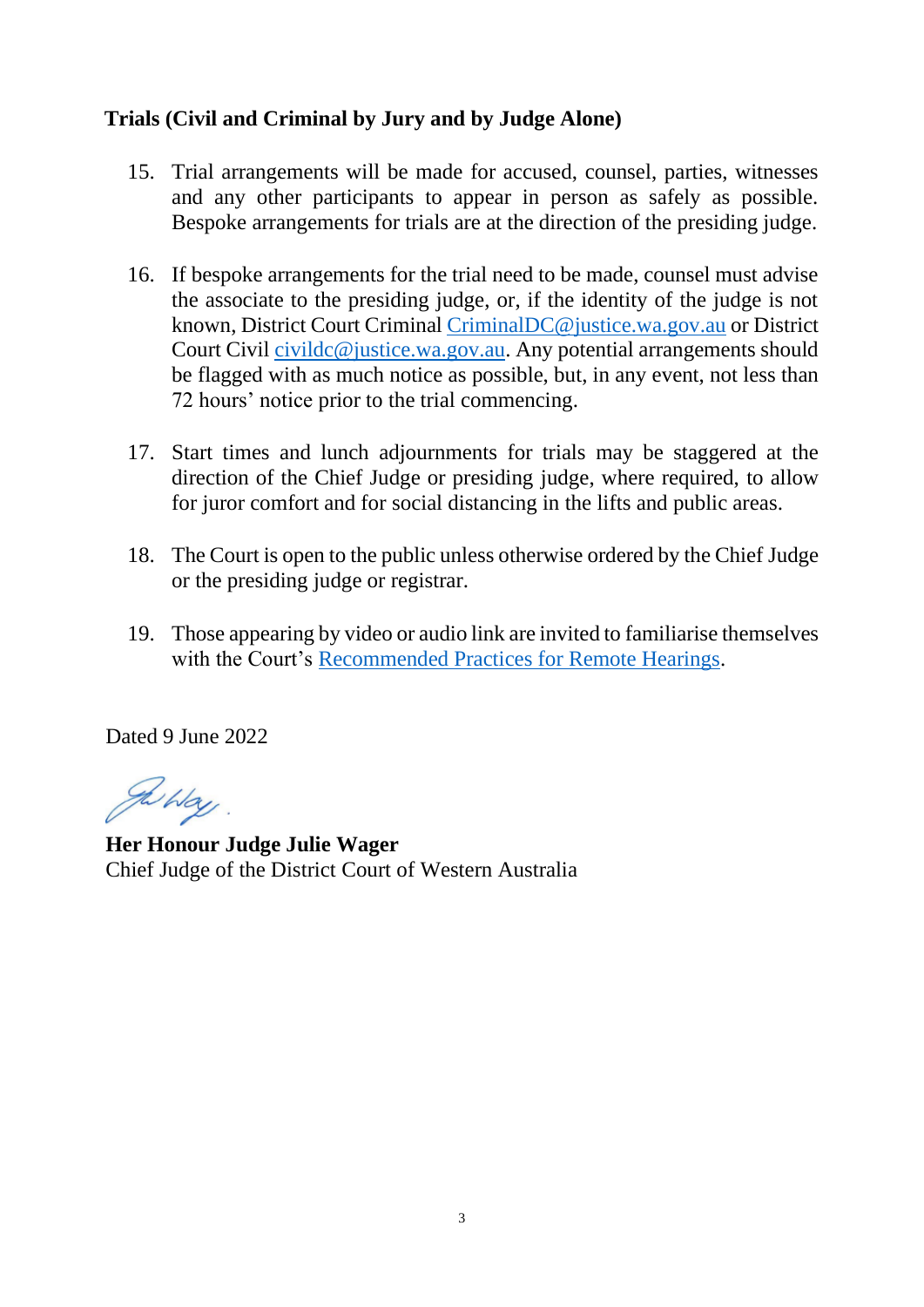## Trials (Civil and Criminal by Jury and by Judge Alone)

15. Trial arrangements will be made for accused, counsel, parties, witnesses and any other participants to appear in person as safely as possible. Bespoke arrangements for trials are at the direction of the presiding judge.

16. If bespoke arrangements for the trial need to be made, counsel must advise the associate to the presiding judge, or, if the identity of the judge is not known, District Court Criminal CriminalDC@justice.wa.gov.au or District Court Civil civildc@justice.wa.gov.au. Any potential arrangements should be flagged with as much notice as possible, but, in any event, not less than 72 hours' notice prior to the trial commencing.

17. Start times and lunch adjournments for trials may be staggered at the direction of the Chief Judge or presiding judge, where required, to allow for juror comfort and for social distancing in the lifts and public areas.

18. The Court is open to the public unless otherwise ordered by the Chief Judge or the presiding judge or registrar.

19. Those appearing by video or audio link are invited to familiarise themselves with the Court's Recommended Practices for Remote Hearings.

Dated 9 June 2022

**Her Honour Judge Julie Wager**
Chief Judge of the District Court of Western Australia